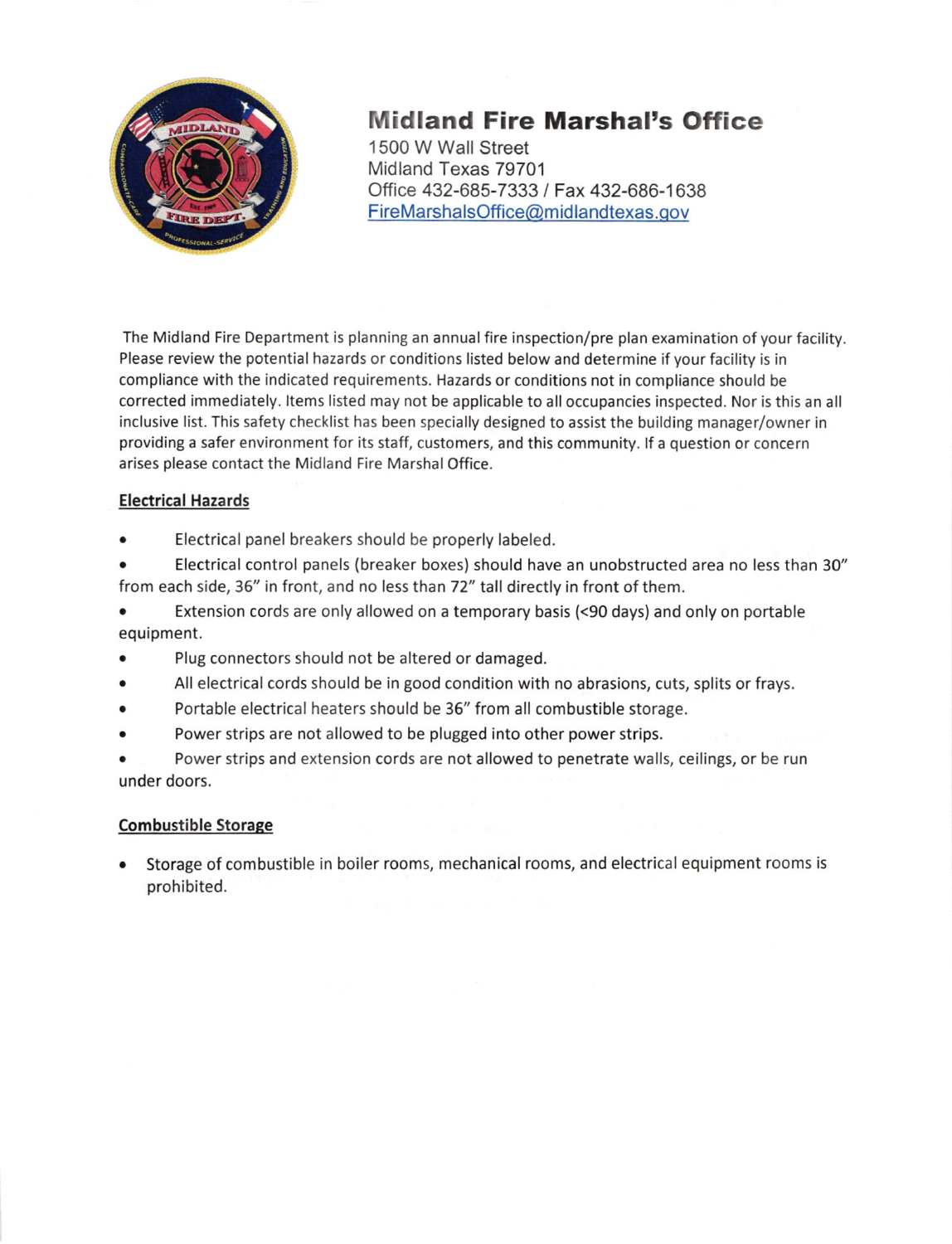# Midland Fire Marshal's Office

1500 W Wall Street
Midland Texas 79701
Office 432-685-7333 / Fax 432-686-1638
FireMarshalsOffice@midlandtexas.gov

The Midland Fire Department is planning an annual fire inspection/pre plan examination of your facility. Please review the potential hazards or conditions listed below and determine if your facility is in compliance with the indicated requirements. Hazards or conditions not in compliance should be corrected immediately. Items listed may not be applicable to all occupancies inspected. Nor is this an all inclusive list. This safety checklist has been specially designed to assist the building manager/owner in providing a safer environment for its staff, customers, and this community. If a question or concern arises please contact the Midland Fire Marshal Office.

## Electrical Hazards

- Electrical panel breakers should be properly labeled.
- Electrical control panels (breaker boxes) should have an unobstructed area no less than 30" from each side, 36" in front, and no less than 72" tall directly in front of them.
- Extension cords are only allowed on a temporary basis (<90 days) and only on portable equipment.
- Plug connectors should not be altered or damaged.
- All electrical cords should be in good condition with no abrasions, cuts, splits or frays.
- Portable electrical heaters should be 36" from all combustible storage.
- Power strips are not allowed to be plugged into other power strips.
- Power strips and extension cords are not allowed to penetrate walls, ceilings, or be run under doors.

## Combustible Storage

- Storage of combustible in boiler rooms, mechanical rooms, and electrical equipment rooms is prohibited.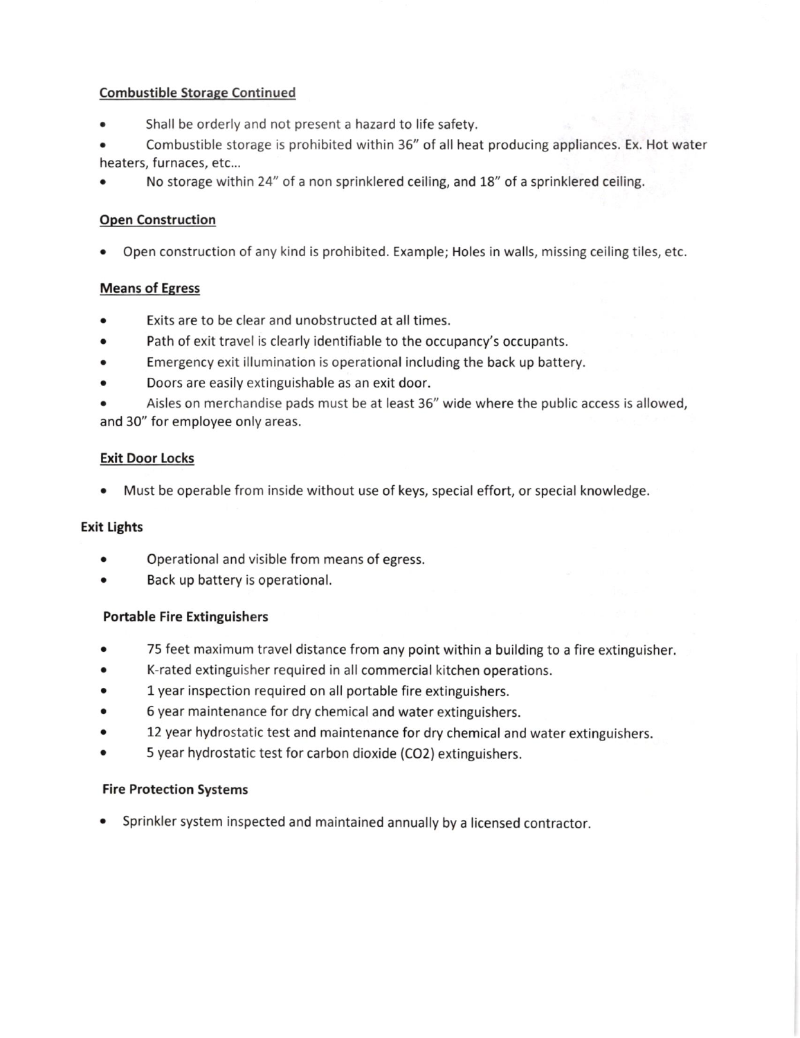### Combustible Storage Continued

- Shall be orderly and not present a hazard to life safety.
- Combustible storage is prohibited within 36" of all heat producing appliances. Ex. Hot water heaters, furnaces, etc...
- No storage within 24" of a non sprinklered ceiling, and 18" of a sprinklered ceiling.

### Open Construction

- Open construction of any kind is prohibited. Example; Holes in walls, missing ceiling tiles, etc.

### Means of Egress

- Exits are to be clear and unobstructed at all times.
- Path of exit travel is clearly identifiable to the occupancy's occupants.
- Emergency exit illumination is operational including the back up battery.
- Doors are easily extinguishable as an exit door.
- Aisles on merchandise pads must be at least 36" wide where the public access is allowed, and 30" for employee only areas.

### Exit Door Locks

- Must be operable from inside without use of keys, special effort, or special knowledge.

### Exit Lights

- Operational and visible from means of egress.
- Back up battery is operational.

### Portable Fire Extinguishers

- 75 feet maximum travel distance from any point within a building to a fire extinguisher.
- K-rated extinguisher required in all commercial kitchen operations.
- 1 year inspection required on all portable fire extinguishers.
- 6 year maintenance for dry chemical and water extinguishers.
- 12 year hydrostatic test and maintenance for dry chemical and water extinguishers.
- 5 year hydrostatic test for carbon dioxide ($CO_2$) extinguishers.

### Fire Protection Systems

- Sprinkler system inspected and maintained annually by a licensed contractor.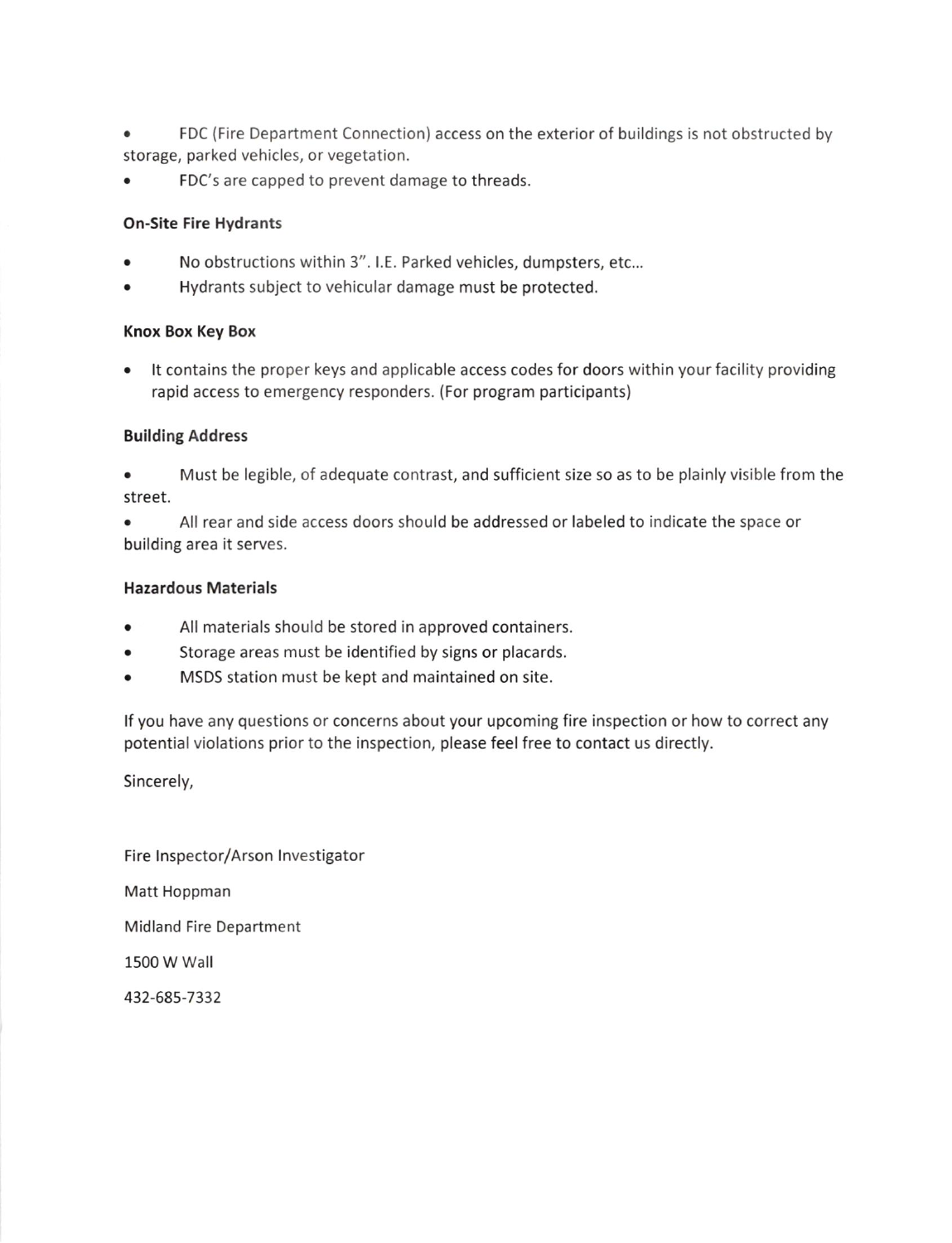- FDC (Fire Department Connection) access on the exterior of buildings is not obstructed by storage, parked vehicles, or vegetation.
- FDC's are capped to prevent damage to threads.

**On-Site Fire Hydrants**

- No obstructions within 3". I.E. Parked vehicles, dumpsters, etc...
- Hydrants subject to vehicular damage must be protected.

**Knox Box Key Box**

- It contains the proper keys and applicable access codes for doors within your facility providing rapid access to emergency responders. (For program participants)

**Building Address**

- Must be legible, of adequate contrast, and sufficient size so as to be plainly visible from the street.
- All rear and side access doors should be addressed or labeled to indicate the space or building area it serves.

**Hazardous Materials**

- All materials should be stored in approved containers.
- Storage areas must be identified by signs or placards.
- MSDS station must be kept and maintained on site.

If you have any questions or concerns about your upcoming fire inspection or how to correct any potential violations prior to the inspection, please feel free to contact us directly.

Sincerely,

Fire Inspector/Arson Investigator

Matt Hoppman

Midland Fire Department

1500 W Wall

432-685-7332